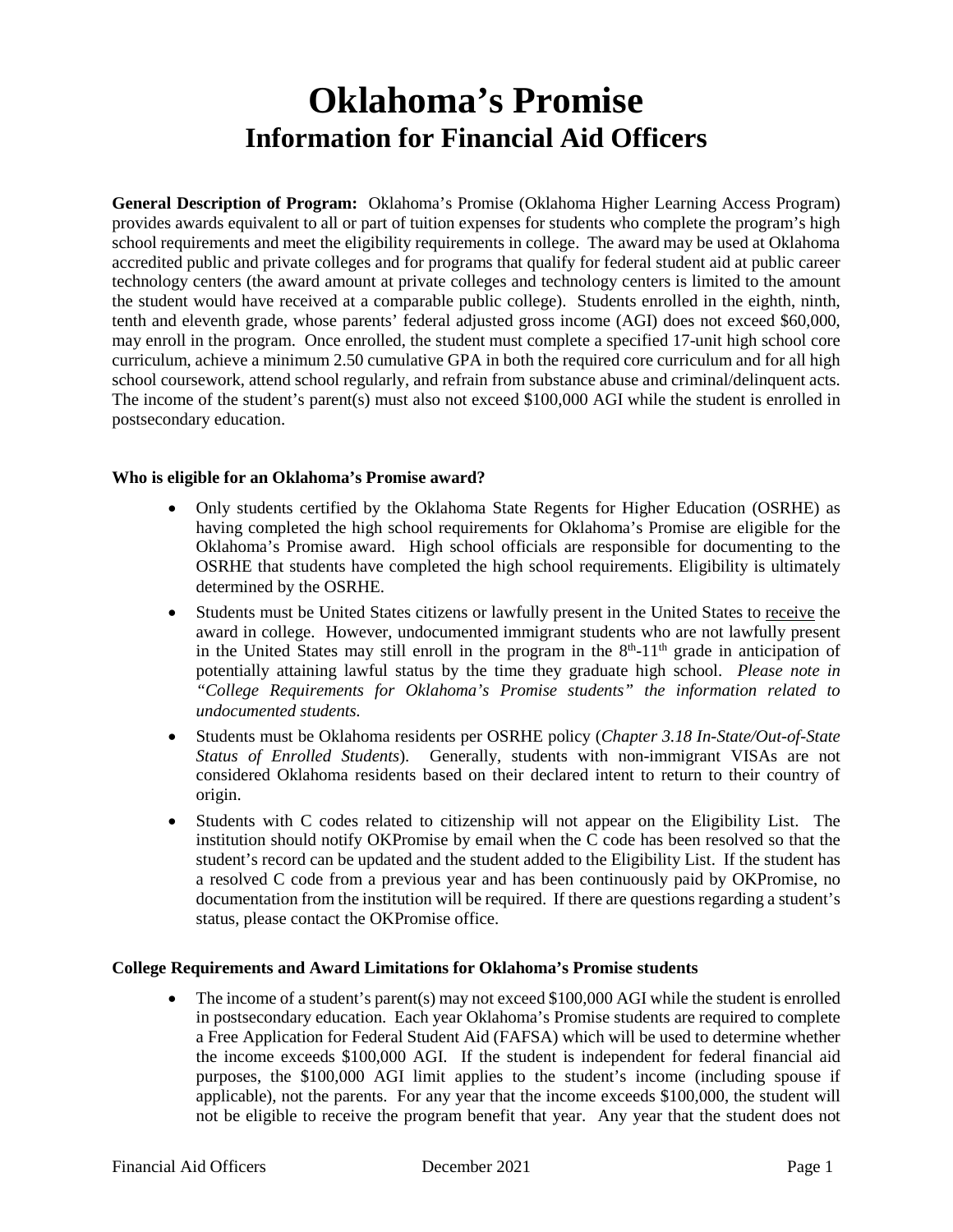# Oklahoma's Promise
## Information for Financial Aid Officers

**General Description of Program:** Oklahoma's Promise (Oklahoma Higher Learning Access Program) provides awards equivalent to all or part of tuition expenses for students who complete the program's high school requirements and meet the eligibility requirements in college. The award may be used at Oklahoma accredited public and private colleges and for programs that qualify for federal student aid at public career technology centers (the award amount at private colleges and technology centers is limited to the amount the student would have received at a comparable public college). Students enrolled in the eighth, ninth, tenth and eleventh grade, whose parents' federal adjusted gross income (AGI) does not exceed $60,000, may enroll in the program. Once enrolled, the student must complete a specified 17-unit high school core curriculum, achieve a minimum 2.50 cumulative GPA in both the required core curriculum and for all high school coursework, attend school regularly, and refrain from substance abuse and criminal/delinquent acts. The income of the student's parent(s) must also not exceed $100,000 AGI while the student is enrolled in postsecondary education.

#### Who is eligible for an Oklahoma's Promise award?

- Only students certified by the Oklahoma State Regents for Higher Education (OSRHE) as having completed the high school requirements for Oklahoma's Promise are eligible for the Oklahoma's Promise award. High school officials are responsible for documenting to the OSRHE that students have completed the high school requirements. Eligibility is ultimately determined by the OSRHE.
- Students must be United States citizens or lawfully present in the United States to receive the award in college. However, undocumented immigrant students who are not lawfully present in the United States may still enroll in the program in the 8th-11th grade in anticipation of potentially attaining lawful status by the time they graduate high school. *Please note in "College Requirements for Oklahoma's Promise students" the information related to undocumented students.*
- Students must be Oklahoma residents per OSRHE policy (*Chapter 3.18 In-State/Out-of-State Status of Enrolled Students*). Generally, students with non-immigrant VISAs are not considered Oklahoma residents based on their declared intent to return to their country of origin.
- Students with C codes related to citizenship will not appear on the Eligibility List. The institution should notify OKPromise by email when the C code has been resolved so that the student's record can be updated and the student added to the Eligibility List. If the student has a resolved C code from a previous year and has been continuously paid by OKPromise, no documentation from the institution will be required. If there are questions regarding a student's status, please contact the OKPromise office.

#### College Requirements and Award Limitations for Oklahoma's Promise students

- The income of a student's parent(s) may not exceed $100,000 AGI while the student is enrolled in postsecondary education. Each year Oklahoma's Promise students are required to complete a Free Application for Federal Student Aid (FAFSA) which will be used to determine whether the income exceeds $100,000 AGI. If the student is independent for federal financial aid purposes, the $100,000 AGI limit applies to the student's income (including spouse if applicable), not the parents. For any year that the income exceeds $100,000, the student will not be eligible to receive the program benefit that year. Any year that the student does not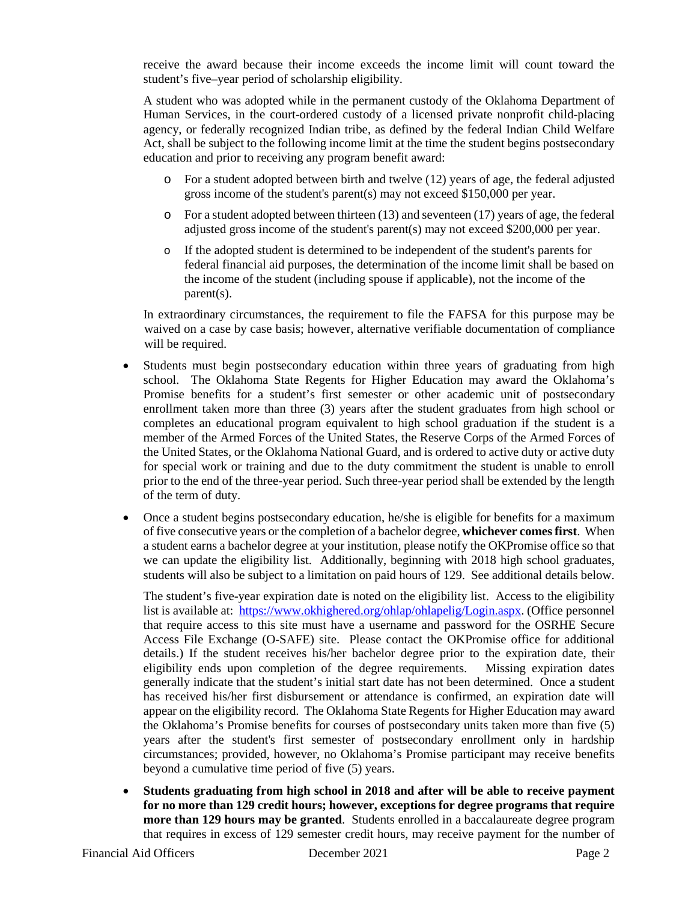receive the award because their income exceeds the income limit will count toward the student's five–year period of scholarship eligibility.

A student who was adopted while in the permanent custody of the Oklahoma Department of Human Services, in the court-ordered custody of a licensed private nonprofit child-placing agency, or federally recognized Indian tribe, as defined by the federal Indian Child Welfare Act, shall be subject to the following income limit at the time the student begins postsecondary education and prior to receiving any program benefit award:

- For a student adopted between birth and twelve (12) years of age, the federal adjusted gross income of the student's parent(s) may not exceed $150,000 per year.
- For a student adopted between thirteen (13) and seventeen (17) years of age, the federal adjusted gross income of the student's parent(s) may not exceed $200,000 per year.
- If the adopted student is determined to be independent of the student's parents for federal financial aid purposes, the determination of the income limit shall be based on the income of the student (including spouse if applicable), not the income of the parent(s).

In extraordinary circumstances, the requirement to file the FAFSA for this purpose may be waived on a case by case basis; however, alternative verifiable documentation of compliance will be required.

- Students must begin postsecondary education within three years of graduating from high school. The Oklahoma State Regents for Higher Education may award the Oklahoma's Promise benefits for a student's first semester or other academic unit of postsecondary enrollment taken more than three (3) years after the student graduates from high school or completes an educational program equivalent to high school graduation if the student is a member of the Armed Forces of the United States, the Reserve Corps of the Armed Forces of the United States, or the Oklahoma National Guard, and is ordered to active duty or active duty for special work or training and due to the duty commitment the student is unable to enroll prior to the end of the three-year period. Such three-year period shall be extended by the length of the term of duty.

- Once a student begins postsecondary education, he/she is eligible for benefits for a maximum of five consecutive years or the completion of a bachelor degree, **whichever comes first**. When a student earns a bachelor degree at your institution, please notify the OKPromise office so that we can update the eligibility list. Additionally, beginning with 2018 high school graduates, students will also be subject to a limitation on paid hours of 129. See additional details below.

  The student's five-year expiration date is noted on the eligibility list. Access to the eligibility list is available at: [https://www.okhighered.org/ohlap/ohlapelig/Login.aspx](https://www.okhighered.org/ohlap/ohlapelig/Login.aspx). (Office personnel that require access to this site must have a username and password for the OSRHE Secure Access File Exchange (O-SAFE) site. Please contact the OKPromise office for additional details.) If the student receives his/her bachelor degree prior to the expiration date, their eligibility ends upon completion of the degree requirements. Missing expiration dates generally indicate that the student's initial start date has not been determined. Once a student has received his/her first disbursement or attendance is confirmed, an expiration date will appear on the eligibility record. The Oklahoma State Regents for Higher Education may award the Oklahoma's Promise benefits for courses of postsecondary units taken more than five (5) years after the student's first semester of postsecondary enrollment only in hardship circumstances; provided, however, no Oklahoma's Promise participant may receive benefits beyond a cumulative time period of five (5) years.

- **Students graduating from high school in 2018 and after will be able to receive payment for no more than 129 credit hours; however, exceptions for degree programs that require more than 129 hours may be granted**. Students enrolled in a baccalaureate degree program that requires in excess of 129 semester credit hours, may receive payment for the number of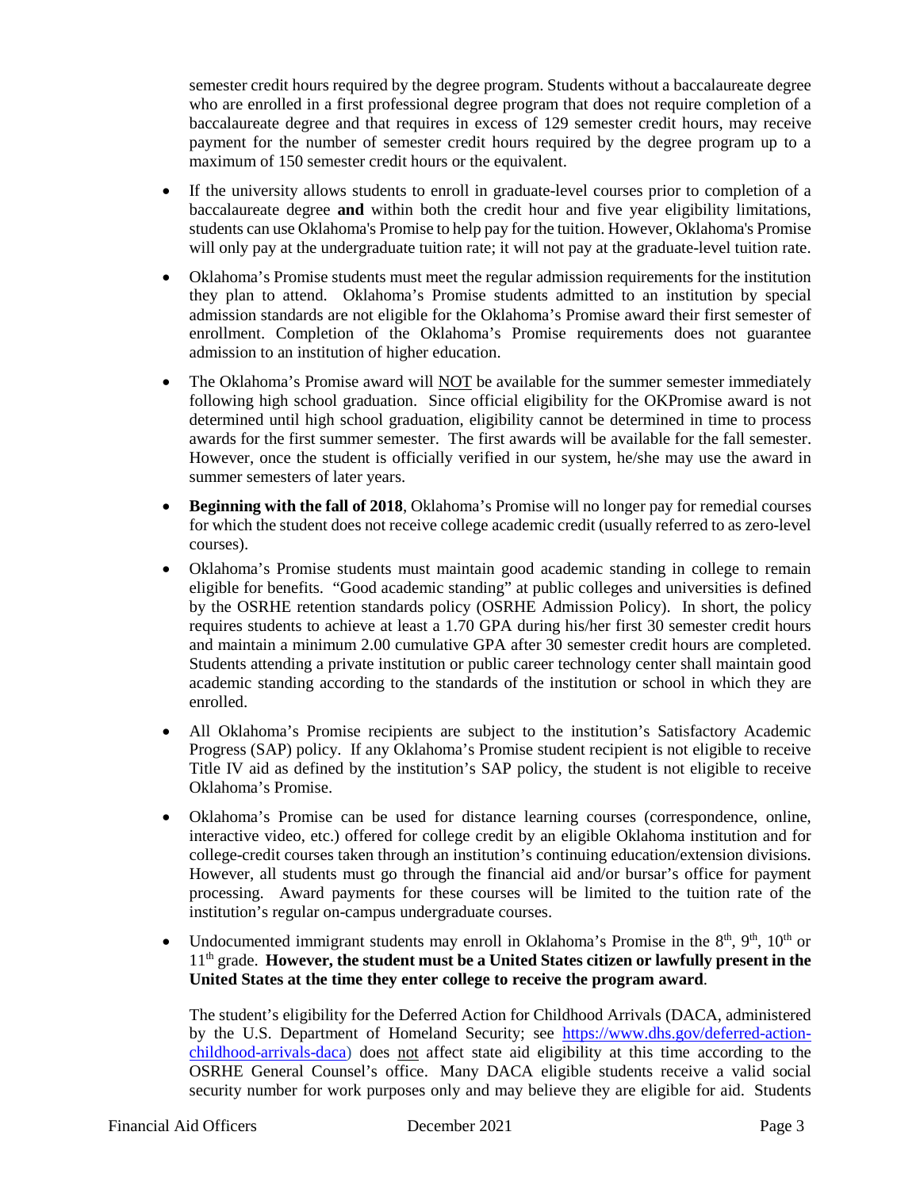semester credit hours required by the degree program. Students without a baccalaureate degree who are enrolled in a first professional degree program that does not require completion of a baccalaureate degree and that requires in excess of 129 semester credit hours, may receive payment for the number of semester credit hours required by the degree program up to a maximum of 150 semester credit hours or the equivalent.

- If the university allows students to enroll in graduate-level courses prior to completion of a baccalaureate degree **and** within both the credit hour and five year eligibility limitations, students can use Oklahoma's Promise to help pay for the tuition. However, Oklahoma's Promise will only pay at the undergraduate tuition rate; it will not pay at the graduate-level tuition rate.

- Oklahoma's Promise students must meet the regular admission requirements for the institution they plan to attend. Oklahoma's Promise students admitted to an institution by special admission standards are not eligible for the Oklahoma's Promise award their first semester of enrollment. Completion of the Oklahoma's Promise requirements does not guarantee admission to an institution of higher education.

- The Oklahoma's Promise award will NOT be available for the summer semester immediately following high school graduation. Since official eligibility for the OKPromise award is not determined until high school graduation, eligibility cannot be determined in time to process awards for the first summer semester. The first awards will be available for the fall semester. However, once the student is officially verified in our system, he/she may use the award in summer semesters of later years.

- **Beginning with the fall of 2018**, Oklahoma's Promise will no longer pay for remedial courses for which the student does not receive college academic credit (usually referred to as zero-level courses).

- Oklahoma's Promise students must maintain good academic standing in college to remain eligible for benefits. "Good academic standing" at public colleges and universities is defined by the OSRHE retention standards policy (OSRHE Admission Policy). In short, the policy requires students to achieve at least a 1.70 GPA during his/her first 30 semester credit hours and maintain a minimum 2.00 cumulative GPA after 30 semester credit hours are completed. Students attending a private institution or public career technology center shall maintain good academic standing according to the standards of the institution or school in which they are enrolled.

- All Oklahoma's Promise recipients are subject to the institution's Satisfactory Academic Progress (SAP) policy. If any Oklahoma's Promise student recipient is not eligible to receive Title IV aid as defined by the institution's SAP policy, the student is not eligible to receive Oklahoma's Promise.

- Oklahoma's Promise can be used for distance learning courses (correspondence, online, interactive video, etc.) offered for college credit by an eligible Oklahoma institution and for college-credit courses taken through an institution's continuing education/extension divisions. However, all students must go through the financial aid and/or bursar's office for payment processing. Award payments for these courses will be limited to the tuition rate of the institution's regular on-campus undergraduate courses.

- Undocumented immigrant students may enroll in Oklahoma's Promise in the 8th, 9th, 10th or 11th grade. **However, the student must be a United States citizen or lawfully present in the United States at the time they enter college to receive the program award**.

  The student's eligibility for the Deferred Action for Childhood Arrivals (DACA, administered by the U.S. Department of Homeland Security; see [https://www.dhs.gov/deferred-action-childhood-arrivals-daca](https://www.dhs.gov/deferred-action-childhood-arrivals-daca)) does not affect state aid eligibility at this time according to the OSRHE General Counsel's office. Many DACA eligible students receive a valid social security number for work purposes only and may believe they are eligible for aid. Students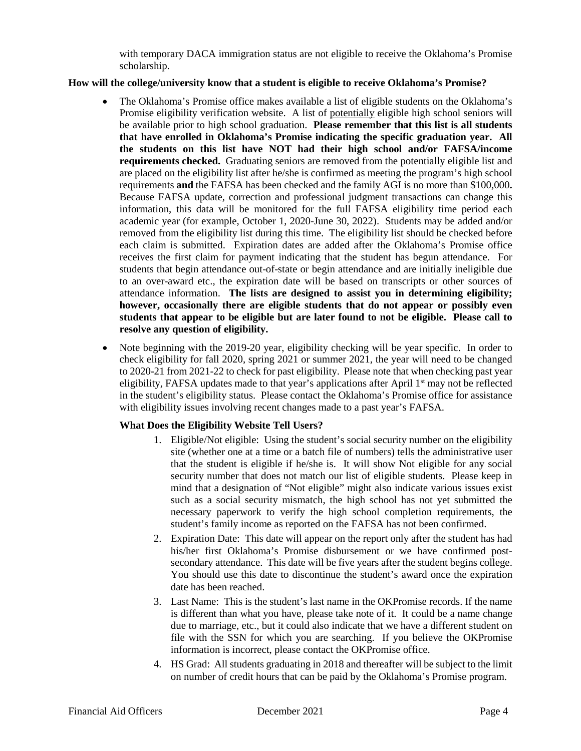with temporary DACA immigration status are not eligible to receive the Oklahoma's Promise scholarship.

**How will the college/university know that a student is eligible to receive Oklahoma's Promise?**

- The Oklahoma's Promise office makes available a list of eligible students on the Oklahoma's Promise eligibility verification website. A list of potentially eligible high school seniors will be available prior to high school graduation. **Please remember that this list is all students that have enrolled in Oklahoma's Promise indicating the specific graduation year. All the students on this list have NOT had their high school and/or FAFSA/income requirements checked.** Graduating seniors are removed from the potentially eligible list and are placed on the eligibility list after he/she is confirmed as meeting the program's high school requirements **and** the FAFSA has been checked and the family AGI is no more than $100,000**.** Because FAFSA update, correction and professional judgment transactions can change this information, this data will be monitored for the full FAFSA eligibility time period each academic year (for example, October 1, 2020-June 30, 2022). Students may be added and/or removed from the eligibility list during this time. The eligibility list should be checked before each claim is submitted. Expiration dates are added after the Oklahoma's Promise office receives the first claim for payment indicating that the student has begun attendance. For students that begin attendance out-of-state or begin attendance and are initially ineligible due to an over-award etc., the expiration date will be based on transcripts or other sources of attendance information. **The lists are designed to assist you in determining eligibility; however, occasionally there are eligible students that do not appear or possibly even students that appear to be eligible but are later found to not be eligible. Please call to resolve any question of eligibility.**

- Note beginning with the 2019-20 year, eligibility checking will be year specific. In order to check eligibility for fall 2020, spring 2021 or summer 2021, the year will need to be changed to 2020-21 from 2021-22 to check for past eligibility. Please note that when checking past year eligibility, FAFSA updates made to that year's applications after April 1st may not be reflected in the student's eligibility status. Please contact the Oklahoma's Promise office for assistance with eligibility issues involving recent changes made to a past year's FAFSA.

**What Does the Eligibility Website Tell Users?**

1. Eligible/Not eligible: Using the student's social security number on the eligibility site (whether one at a time or a batch file of numbers) tells the administrative user that the student is eligible if he/she is. It will show Not eligible for any social security number that does not match our list of eligible students. Please keep in mind that a designation of "Not eligible" might also indicate various issues exist such as a social security mismatch, the high school has not yet submitted the necessary paperwork to verify the high school completion requirements, the student's family income as reported on the FAFSA has not been confirmed.
2. Expiration Date: This date will appear on the report only after the student has had his/her first Oklahoma's Promise disbursement or we have confirmed post-secondary attendance. This date will be five years after the student begins college. You should use this date to discontinue the student's award once the expiration date has been reached.
3. Last Name: This is the student's last name in the OKPromise records. If the name is different than what you have, please take note of it. It could be a name change due to marriage, etc., but it could also indicate that we have a different student on file with the SSN for which you are searching. If you believe the OKPromise information is incorrect, please contact the OKPromise office.
4. HS Grad: All students graduating in 2018 and thereafter will be subject to the limit on number of credit hours that can be paid by the Oklahoma's Promise program.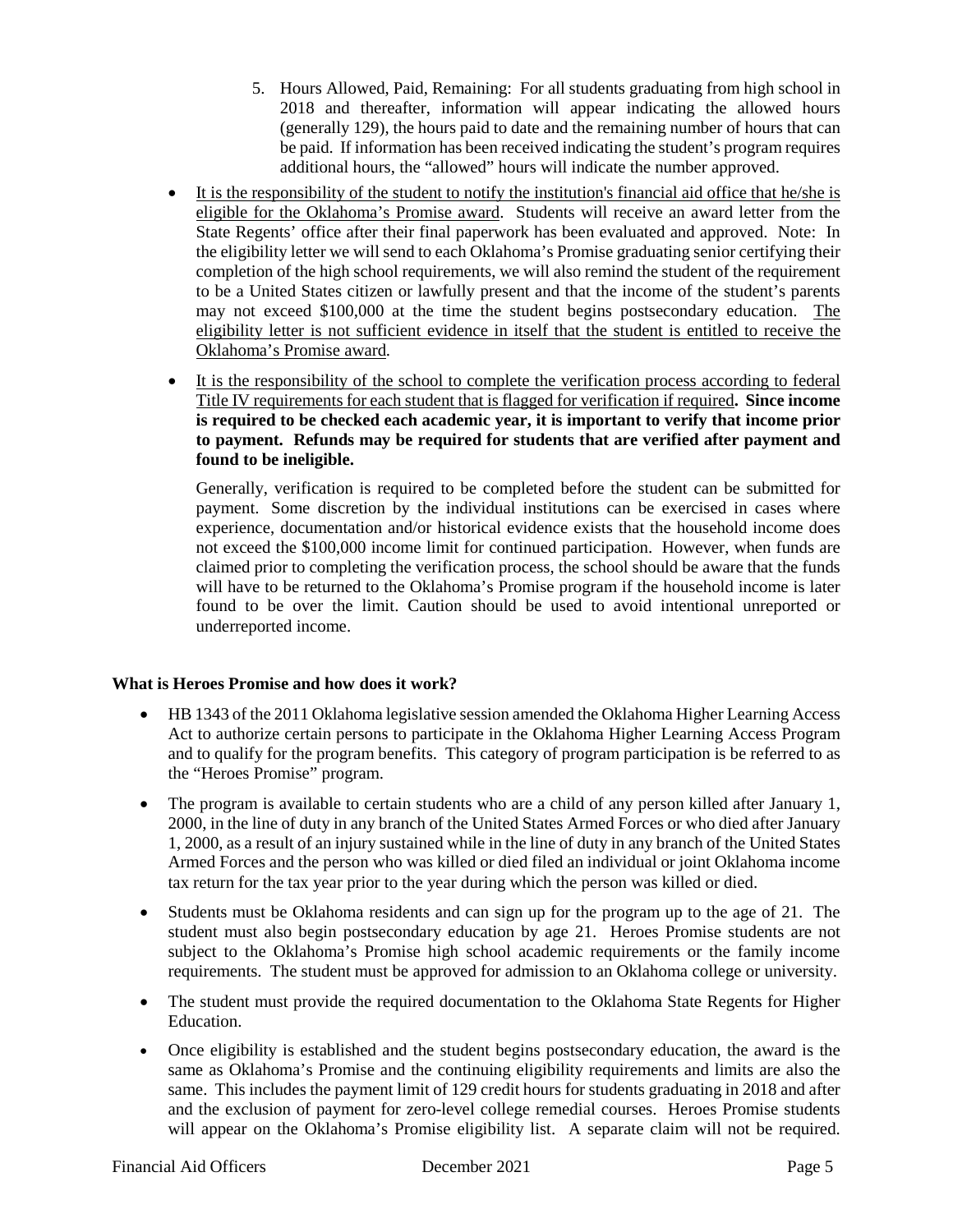5. Hours Allowed, Paid, Remaining: For all students graduating from high school in 2018 and thereafter, information will appear indicating the allowed hours (generally 129), the hours paid to date and the remaining number of hours that can be paid. If information has been received indicating the student's program requires additional hours, the "allowed" hours will indicate the number approved.

- It is the responsibility of the student to notify the institution's financial aid office that he/she is eligible for the Oklahoma's Promise award. Students will receive an award letter from the State Regents' office after their final paperwork has been evaluated and approved. Note: In the eligibility letter we will send to each Oklahoma's Promise graduating senior certifying their completion of the high school requirements, we will also remind the student of the requirement to be a United States citizen or lawfully present and that the income of the student's parents may not exceed $100,000 at the time the student begins postsecondary education. The eligibility letter is not sufficient evidence in itself that the student is entitled to receive the Oklahoma's Promise award.

- It is the responsibility of the school to complete the verification process according to federal Title IV requirements for each student that is flagged for verification if required**. Since income is required to be checked each academic year, it is important to verify that income prior to payment. Refunds may be required for students that are verified after payment and found to be ineligible.**

  Generally, verification is required to be completed before the student can be submitted for payment. Some discretion by the individual institutions can be exercised in cases where experience, documentation and/or historical evidence exists that the household income does not exceed the $100,000 income limit for continued participation. However, when funds are claimed prior to completing the verification process, the school should be aware that the funds will have to be returned to the Oklahoma's Promise program if the household income is later found to be over the limit. Caution should be used to avoid intentional unreported or underreported income.

**What is Heroes Promise and how does it work?**

- HB 1343 of the 2011 Oklahoma legislative session amended the Oklahoma Higher Learning Access Act to authorize certain persons to participate in the Oklahoma Higher Learning Access Program and to qualify for the program benefits. This category of program participation is be referred to as the "Heroes Promise" program.
- The program is available to certain students who are a child of any person killed after January 1, 2000, in the line of duty in any branch of the United States Armed Forces or who died after January 1, 2000, as a result of an injury sustained while in the line of duty in any branch of the United States Armed Forces and the person who was killed or died filed an individual or joint Oklahoma income tax return for the tax year prior to the year during which the person was killed or died.
- Students must be Oklahoma residents and can sign up for the program up to the age of 21. The student must also begin postsecondary education by age 21. Heroes Promise students are not subject to the Oklahoma's Promise high school academic requirements or the family income requirements. The student must be approved for admission to an Oklahoma college or university.
- The student must provide the required documentation to the Oklahoma State Regents for Higher Education.
- Once eligibility is established and the student begins postsecondary education, the award is the same as Oklahoma's Promise and the continuing eligibility requirements and limits are also the same. This includes the payment limit of 129 credit hours for students graduating in 2018 and after and the exclusion of payment for zero-level college remedial courses. Heroes Promise students will appear on the Oklahoma's Promise eligibility list. A separate claim will not be required.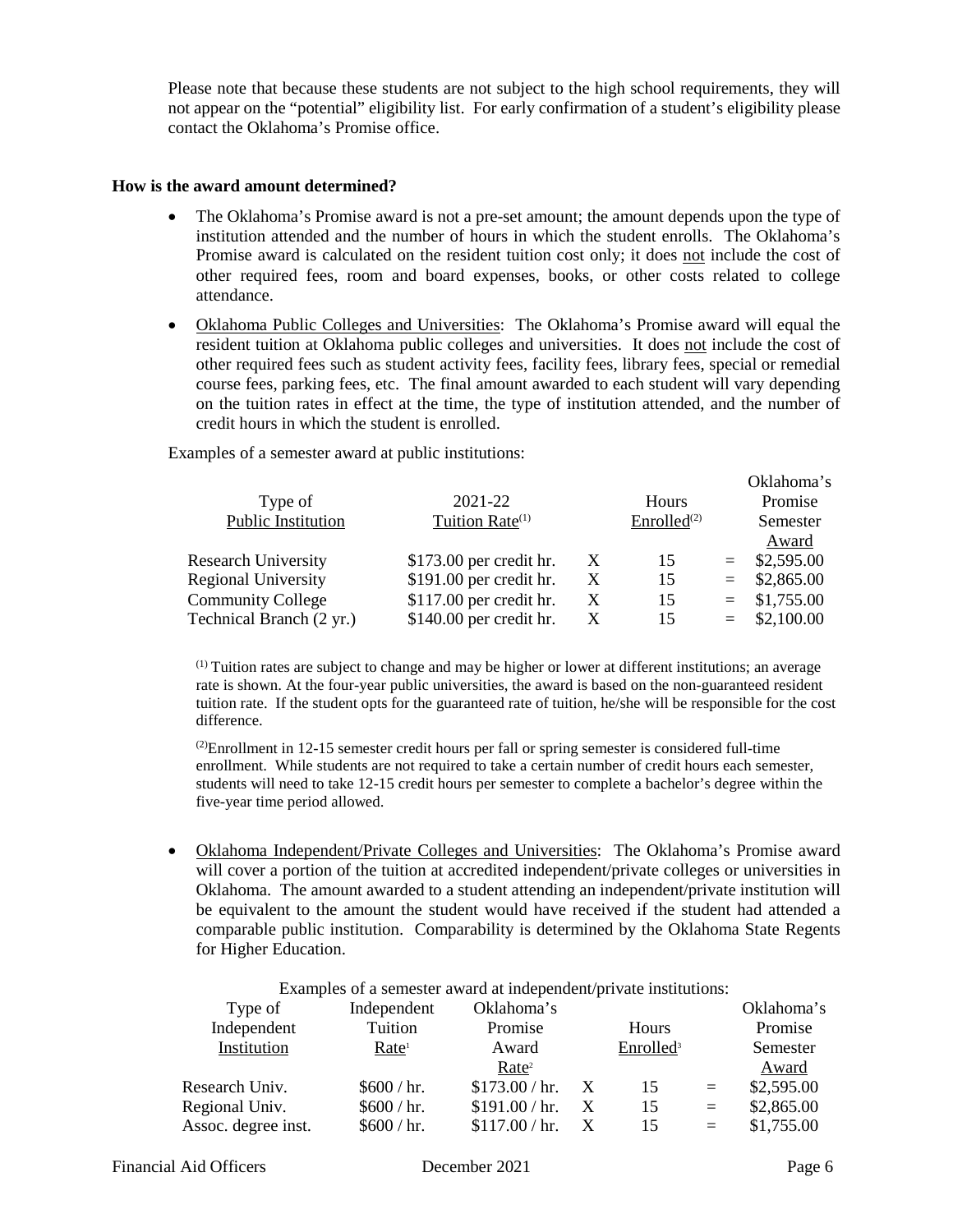Please note that because these students are not subject to the high school requirements, they will not appear on the "potential" eligibility list. For early confirmation of a student's eligibility please contact the Oklahoma's Promise office.

**How is the award amount determined?**

- The Oklahoma's Promise award is not a pre-set amount; the amount depends upon the type of institution attended and the number of hours in which the student enrolls. The Oklahoma's Promise award is calculated on the resident tuition cost only; it does not include the cost of other required fees, room and board expenses, books, or other costs related to college attendance.
- Oklahoma Public Colleges and Universities: The Oklahoma's Promise award will equal the resident tuition at Oklahoma public colleges and universities. It does not include the cost of other required fees such as student activity fees, facility fees, library fees, special or remedial course fees, parking fees, etc. The final amount awarded to each student will vary depending on the tuition rates in effect at the time, the type of institution attended, and the number of credit hours in which the student is enrolled.

Examples of a semester award at public institutions:

| Type of Public Institution | 2021-22 Tuition Rate(1) | | Hours Enrolled(2) | | Oklahoma's Promise Semester Award |
|---|---|---|---|---|---|
| Research University | $173.00 per credit hr. | X | 15 | = | $2,595.00 |
| Regional University | $191.00 per credit hr. | X | 15 | = | $2,865.00 |
| Community College | $117.00 per credit hr. | X | 15 | = | $1,755.00 |
| Technical Branch (2 yr.) | $140.00 per credit hr. | X | 15 | = | $2,100.00 |

(1) Tuition rates are subject to change and may be higher or lower at different institutions; an average rate is shown. At the four-year public universities, the award is based on the non-guaranteed resident tuition rate. If the student opts for the guaranteed rate of tuition, he/she will be responsible for the cost difference.

(2) Enrollment in 12-15 semester credit hours per fall or spring semester is considered full-time enrollment. While students are not required to take a certain number of credit hours each semester, students will need to take 12-15 credit hours per semester to complete a bachelor's degree within the five-year time period allowed.

- Oklahoma Independent/Private Colleges and Universities: The Oklahoma's Promise award will cover a portion of the tuition at accredited independent/private colleges or universities in Oklahoma. The amount awarded to a student attending an independent/private institution will be equivalent to the amount the student would have received if the student had attended a comparable public institution. Comparability is determined by the Oklahoma State Regents for Higher Education.

Examples of a semester award at independent/private institutions:

| Type of Independent Institution | Independent Tuition Rate[1] | Oklahoma's Promise Award Rate[2] | | Hours Enrolled[3] | | Oklahoma's Promise Semester Award |
|---|---|---|---|---|---|---|
| Research Univ. | $600 / hr. | $173.00 / hr. | X | 15 | = | $2,595.00 |
| Regional Univ. | $600 / hr. | $191.00 / hr. | X | 15 | = | $2,865.00 |
| Assoc. degree inst. | $600 / hr. | $117.00 / hr. | X | 15 | = | $1,755.00 |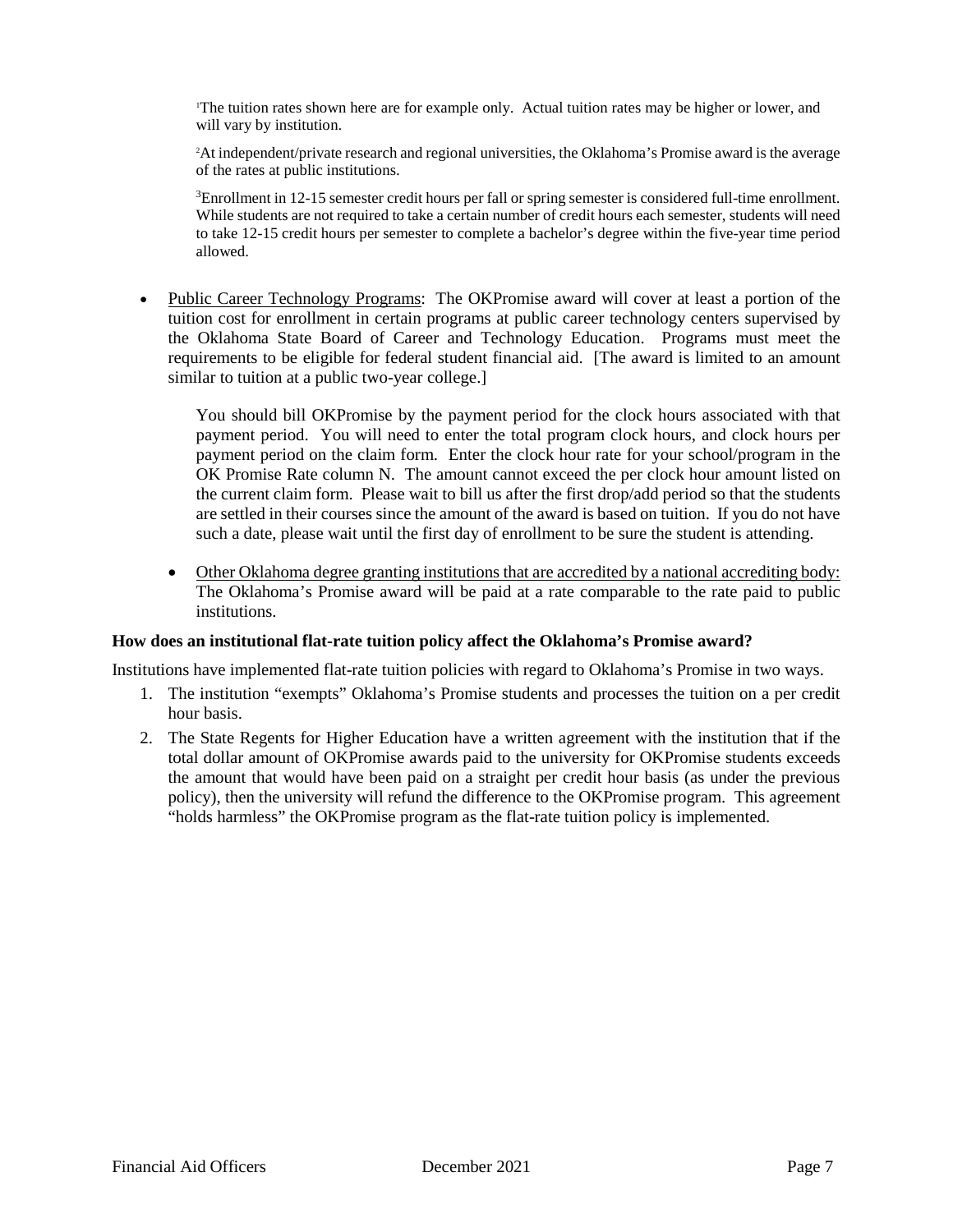[1]The tuition rates shown here are for example only. Actual tuition rates may be higher or lower, and will vary by institution.

[2]At independent/private research and regional universities, the Oklahoma's Promise award is the average of the rates at public institutions.

[3]Enrollment in 12-15 semester credit hours per fall or spring semester is considered full-time enrollment. While students are not required to take a certain number of credit hours each semester, students will need to take 12-15 credit hours per semester to complete a bachelor's degree within the five-year time period allowed.

- Public Career Technology Programs: The OKPromise award will cover at least a portion of the tuition cost for enrollment in certain programs at public career technology centers supervised by the Oklahoma State Board of Career and Technology Education. Programs must meet the requirements to be eligible for federal student financial aid. [The award is limited to an amount similar to tuition at a public two-year college.]

  You should bill OKPromise by the payment period for the clock hours associated with that payment period. You will need to enter the total program clock hours, and clock hours per payment period on the claim form. Enter the clock hour rate for your school/program in the OK Promise Rate column N. The amount cannot exceed the per clock hour amount listed on the current claim form. Please wait to bill us after the first drop/add period so that the students are settled in their courses since the amount of the award is based on tuition. If you do not have such a date, please wait until the first day of enrollment to be sure the student is attending.

- Other Oklahoma degree granting institutions that are accredited by a national accrediting body: The Oklahoma's Promise award will be paid at a rate comparable to the rate paid to public institutions.

**How does an institutional flat-rate tuition policy affect the Oklahoma's Promise award?**

Institutions have implemented flat-rate tuition policies with regard to Oklahoma's Promise in two ways.

1. The institution "exempts" Oklahoma's Promise students and processes the tuition on a per credit hour basis.
2. The State Regents for Higher Education have a written agreement with the institution that if the total dollar amount of OKPromise awards paid to the university for OKPromise students exceeds the amount that would have been paid on a straight per credit hour basis (as under the previous policy), then the university will refund the difference to the OKPromise program. This agreement "holds harmless" the OKPromise program as the flat-rate tuition policy is implemented.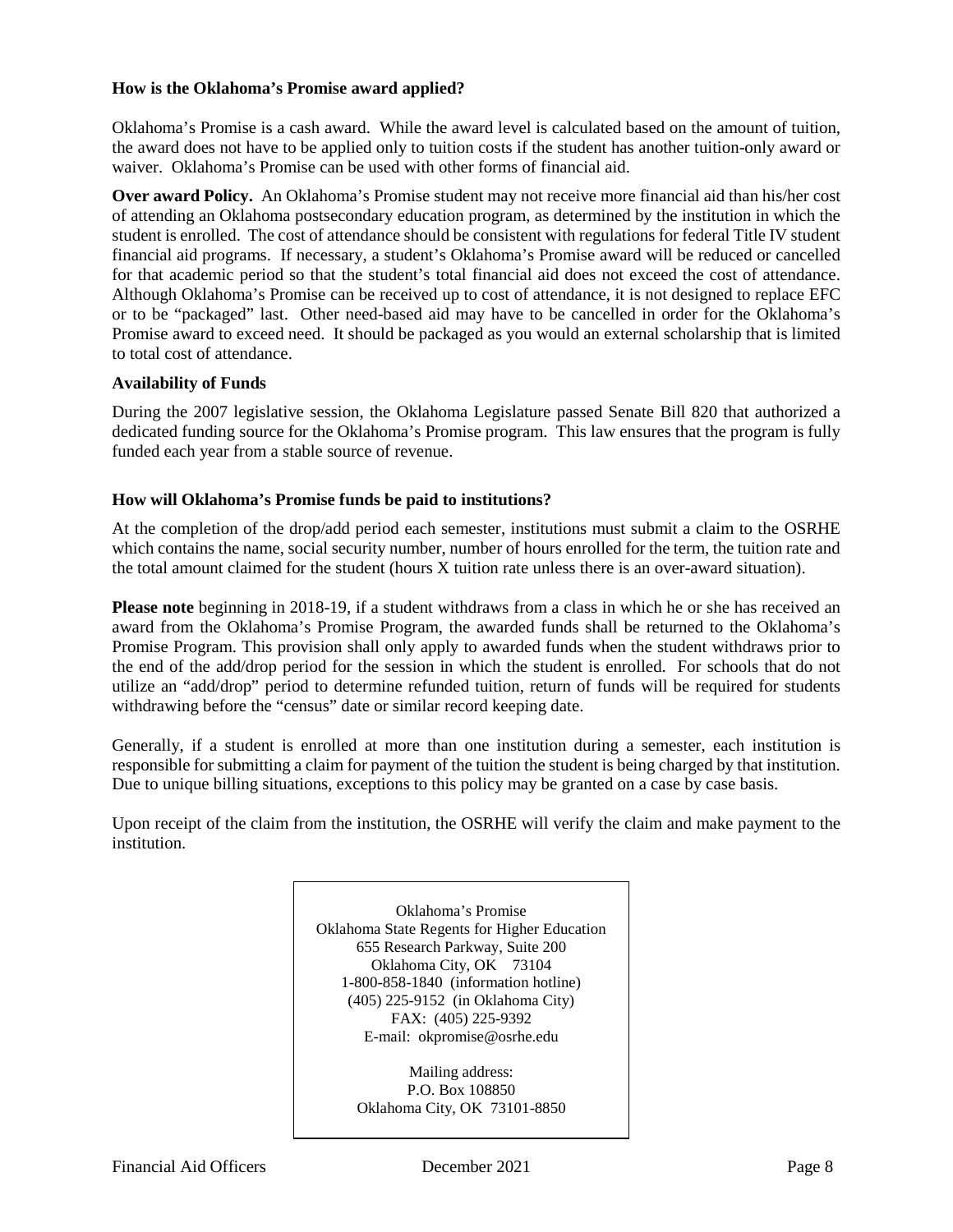### How is the Oklahoma's Promise award applied?

Oklahoma's Promise is a cash award. While the award level is calculated based on the amount of tuition, the award does not have to be applied only to tuition costs if the student has another tuition-only award or waiver. Oklahoma's Promise can be used with other forms of financial aid.

**Over award Policy.** An Oklahoma's Promise student may not receive more financial aid than his/her cost of attending an Oklahoma postsecondary education program, as determined by the institution in which the student is enrolled. The cost of attendance should be consistent with regulations for federal Title IV student financial aid programs. If necessary, a student's Oklahoma's Promise award will be reduced or cancelled for that academic period so that the student's total financial aid does not exceed the cost of attendance. Although Oklahoma's Promise can be received up to cost of attendance, it is not designed to replace EFC or to be "packaged" last. Other need-based aid may have to be cancelled in order for the Oklahoma's Promise award to exceed need. It should be packaged as you would an external scholarship that is limited to total cost of attendance.

### Availability of Funds

During the 2007 legislative session, the Oklahoma Legislature passed Senate Bill 820 that authorized a dedicated funding source for the Oklahoma's Promise program. This law ensures that the program is fully funded each year from a stable source of revenue.

### How will Oklahoma's Promise funds be paid to institutions?

At the completion of the drop/add period each semester, institutions must submit a claim to the OSRHE which contains the name, social security number, number of hours enrolled for the term, the tuition rate and the total amount claimed for the student (hours X tuition rate unless there is an over-award situation).

**Please note** beginning in 2018-19, if a student withdraws from a class in which he or she has received an award from the Oklahoma's Promise Program, the awarded funds shall be returned to the Oklahoma's Promise Program. This provision shall only apply to awarded funds when the student withdraws prior to the end of the add/drop period for the session in which the student is enrolled. For schools that do not utilize an "add/drop" period to determine refunded tuition, return of funds will be required for students withdrawing before the "census" date or similar record keeping date.

Generally, if a student is enrolled at more than one institution during a semester, each institution is responsible for submitting a claim for payment of the tuition the student is being charged by that institution. Due to unique billing situations, exceptions to this policy may be granted on a case by case basis.

Upon receipt of the claim from the institution, the OSRHE will verify the claim and make payment to the institution.

Oklahoma's Promise
Oklahoma State Regents for Higher Education
655 Research Parkway, Suite 200
Oklahoma City, OK 73104
1-800-858-1840 (information hotline)
(405) 225-9152 (in Oklahoma City)
FAX: (405) 225-9392
E-mail: okpromise@osrhe.edu

Mailing address:
P.O. Box 108850
Oklahoma City, OK 73101-8850